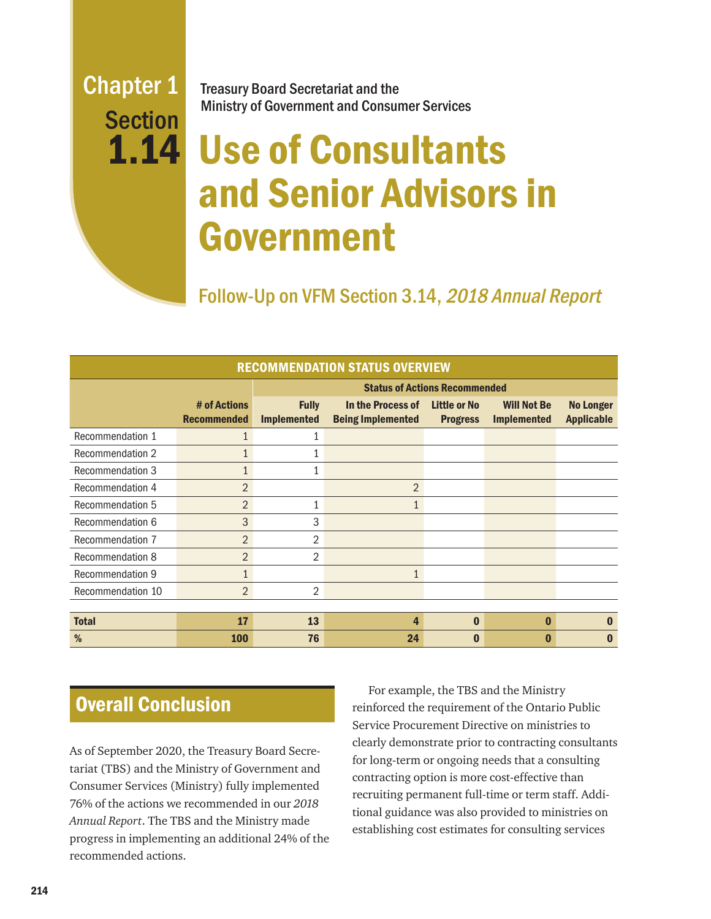Chapter 1
Section
1.14

Treasury Board Secretariat and the Ministry of Government and Consumer Services

# Use of Consultants and Senior Advisors in Government

## Follow-Up on VFM Section 3.14, *2018 Annual Report*

| RECOMMENDATION STATUS OVERVIEW | | | | | | |
|---|---|---|---|---|---|---|
| | | Status of Actions Recommended | | | | |
| | # of Actions Recommended | Fully Implemented | In the Process of Being Implemented | Little or No Progress | Will Not Be Implemented | No Longer Applicable |
| Recommendation 1 | 1 | 1 | | | | |
| Recommendation 2 | 1 | 1 | | | | |
| Recommendation 3 | 1 | 1 | | | | |
| Recommendation 4 | 2 | | 2 | | | |
| Recommendation 5 | 2 | 1 | 1 | | | |
| Recommendation 6 | 3 | 3 | | | | |
| Recommendation 7 | 2 | 2 | | | | |
| Recommendation 8 | 2 | 2 | | | | |
| Recommendation 9 | 1 | | 1 | | | |
| Recommendation 10 | 2 | 2 | | | | |
| **Total** | **17** | **13** | **4** | **0** | **0** | **0** |
| **%** | **100** | **76** | **24** | **0** | **0** | **0** |

## Overall Conclusion

As of September 2020, the Treasury Board Secretariat (TBS) and the Ministry of Government and Consumer Services (Ministry) fully implemented 76% of the actions we recommended in our *2018 Annual Report*. The TBS and the Ministry made progress in implementing an additional 24% of the recommended actions.

For example, the TBS and the Ministry reinforced the requirement of the Ontario Public Service Procurement Directive on ministries to clearly demonstrate prior to contracting consultants for long-term or ongoing needs that a consulting contracting option is more cost-effective than recruiting permanent full-time or term staff. Additional guidance was also provided to ministries on establishing cost estimates for consulting services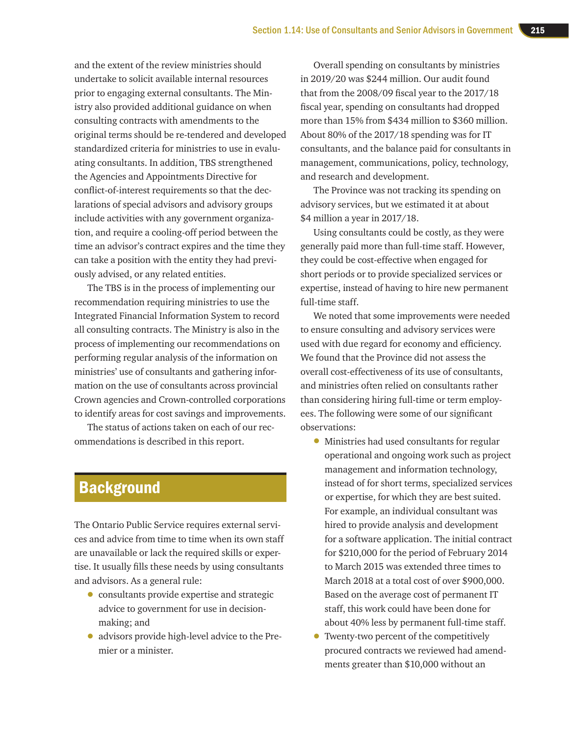and the extent of the review ministries should undertake to solicit available internal resources prior to engaging external consultants. The Ministry also provided additional guidance on when consulting contracts with amendments to the original terms should be re-tendered and developed standardized criteria for ministries to use in evaluating consultants. In addition, TBS strengthened the Agencies and Appointments Directive for conflict-of-interest requirements so that the declarations of special advisors and advisory groups include activities with any government organization, and require a cooling-off period between the time an advisor's contract expires and the time they can take a position with the entity they had previously advised, or any related entities.

The TBS is in the process of implementing our recommendation requiring ministries to use the Integrated Financial Information System to record all consulting contracts. The Ministry is also in the process of implementing our recommendations on performing regular analysis of the information on ministries' use of consultants and gathering information on the use of consultants across provincial Crown agencies and Crown-controlled corporations to identify areas for cost savings and improvements.

The status of actions taken on each of our recommendations is described in this report.

## Background

The Ontario Public Service requires external services and advice from time to time when its own staff are unavailable or lack the required skills or expertise. It usually fills these needs by using consultants and advisors. As a general rule:

- consultants provide expertise and strategic advice to government for use in decision-making; and
- advisors provide high-level advice to the Premier or a minister.

Overall spending on consultants by ministries in 2019/20 was $244 million. Our audit found that from the 2008/09 fiscal year to the 2017/18 fiscal year, spending on consultants had dropped more than 15% from $434 million to $360 million. About 80% of the 2017/18 spending was for IT consultants, and the balance paid for consultants in management, communications, policy, technology, and research and development.

The Province was not tracking its spending on advisory services, but we estimated it at about $4 million a year in 2017/18.

Using consultants could be costly, as they were generally paid more than full-time staff. However, they could be cost-effective when engaged for short periods or to provide specialized services or expertise, instead of having to hire new permanent full-time staff.

We noted that some improvements were needed to ensure consulting and advisory services were used with due regard for economy and efficiency. We found that the Province did not assess the overall cost-effectiveness of its use of consultants, and ministries often relied on consultants rather than considering hiring full-time or term employees. The following were some of our significant observations:

- Ministries had used consultants for regular operational and ongoing work such as project management and information technology, instead of for short terms, specialized services or expertise, for which they are best suited. For example, an individual consultant was hired to provide analysis and development for a software application. The initial contract for $210,000 for the period of February 2014 to March 2015 was extended three times to March 2018 at a total cost of over $900,000. Based on the average cost of permanent IT staff, this work could have been done for about 40% less by permanent full-time staff.
- Twenty-two percent of the competitively procured contracts we reviewed had amendments greater than $10,000 without an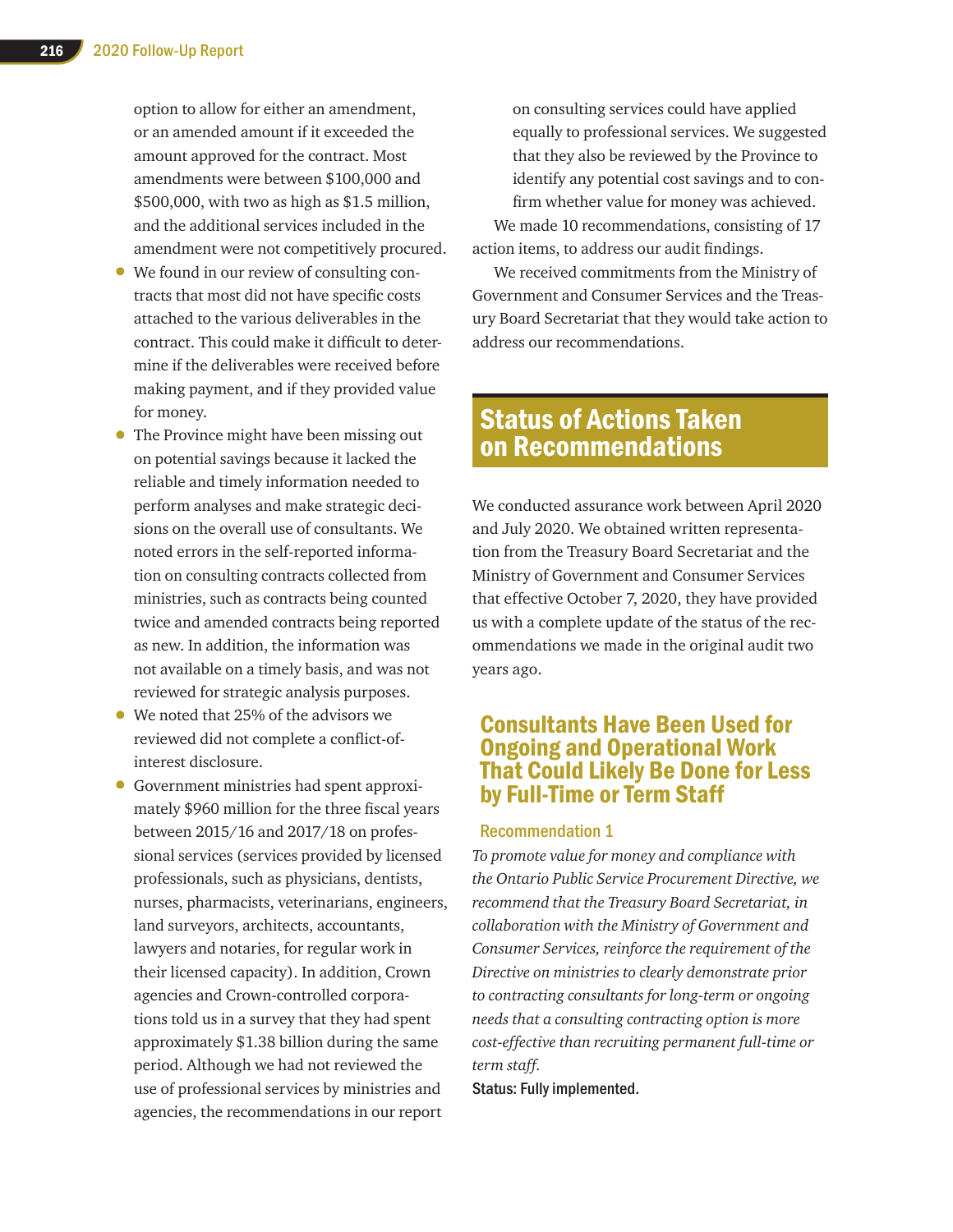option to allow for either an amendment, or an amended amount if it exceeded the amount approved for the contract. Most amendments were between $100,000 and $500,000, with two as high as $1.5 million, and the additional services included in the amendment were not competitively procured.

- We found in our review of consulting contracts that most did not have specific costs attached to the various deliverables in the contract. This could make it difficult to determine if the deliverables were received before making payment, and if they provided value for money.
- The Province might have been missing out on potential savings because it lacked the reliable and timely information needed to perform analyses and make strategic decisions on the overall use of consultants. We noted errors in the self-reported information on consulting contracts collected from ministries, such as contracts being counted twice and amended contracts being reported as new. In addition, the information was not available on a timely basis, and was not reviewed for strategic analysis purposes.
- We noted that 25% of the advisors we reviewed did not complete a conflict-of-interest disclosure.
- Government ministries had spent approximately $960 million for the three fiscal years between 2015/16 and 2017/18 on professional services (services provided by licensed professionals, such as physicians, dentists, nurses, pharmacists, veterinarians, engineers, land surveyors, architects, accountants, lawyers and notaries, for regular work in their licensed capacity). In addition, Crown agencies and Crown-controlled corporations told us in a survey that they had spent approximately $1.38 billion during the same period. Although we had not reviewed the use of professional services by ministries and agencies, the recommendations in our report on consulting services could have applied equally to professional services. We suggested that they also be reviewed by the Province to identify any potential cost savings and to confirm whether value for money was achieved.

We made 10 recommendations, consisting of 17 action items, to address our audit findings.

We received commitments from the Ministry of Government and Consumer Services and the Treasury Board Secretariat that they would take action to address our recommendations.

## Status of Actions Taken on Recommendations

We conducted assurance work between April 2020 and July 2020. We obtained written representation from the Treasury Board Secretariat and the Ministry of Government and Consumer Services that effective October 7, 2020, they have provided us with a complete update of the status of the recommendations we made in the original audit two years ago.

### Consultants Have Been Used for Ongoing and Operational Work That Could Likely Be Done for Less by Full-Time or Term Staff

#### Recommendation 1

*To promote value for money and compliance with the Ontario Public Service Procurement Directive, we recommend that the Treasury Board Secretariat, in collaboration with the Ministry of Government and Consumer Services, reinforce the requirement of the Directive on ministries to clearly demonstrate prior to contracting consultants for long-term or ongoing needs that a consulting contracting option is more cost-effective than recruiting permanent full-time or term staff.*

**Status: Fully implemented.**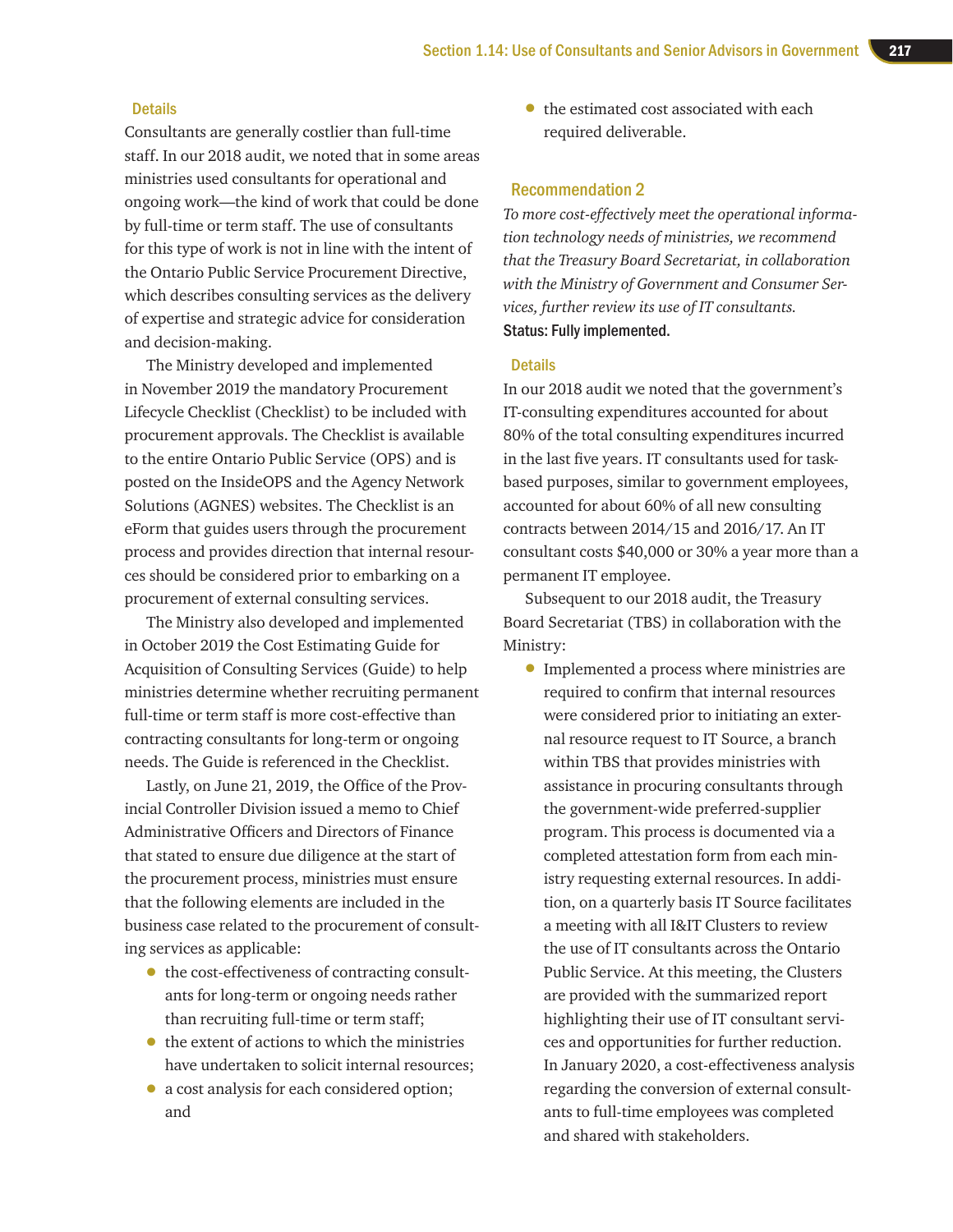### Details

Consultants are generally costlier than full-time staff. In our 2018 audit, we noted that in some areas ministries used consultants for operational and ongoing work—the kind of work that could be done by full-time or term staff. The use of consultants for this type of work is not in line with the intent of the Ontario Public Service Procurement Directive, which describes consulting services as the delivery of expertise and strategic advice for consideration and decision-making.

The Ministry developed and implemented in November 2019 the mandatory Procurement Lifecycle Checklist (Checklist) to be included with procurement approvals. The Checklist is available to the entire Ontario Public Service (OPS) and is posted on the InsideOPS and the Agency Network Solutions (AGNES) websites. The Checklist is an eForm that guides users through the procurement process and provides direction that internal resources should be considered prior to embarking on a procurement of external consulting services.

The Ministry also developed and implemented in October 2019 the Cost Estimating Guide for Acquisition of Consulting Services (Guide) to help ministries determine whether recruiting permanent full-time or term staff is more cost-effective than contracting consultants for long-term or ongoing needs. The Guide is referenced in the Checklist.

Lastly, on June 21, 2019, the Office of the Provincial Controller Division issued a memo to Chief Administrative Officers and Directors of Finance that stated to ensure due diligence at the start of the procurement process, ministries must ensure that the following elements are included in the business case related to the procurement of consulting services as applicable:

- the cost-effectiveness of contracting consultants for long-term or ongoing needs rather than recruiting full-time or term staff;
- the extent of actions to which the ministries have undertaken to solicit internal resources;
- a cost analysis for each considered option; and
- the estimated cost associated with each required deliverable.

### Recommendation 2

*To more cost-effectively meet the operational information technology needs of ministries, we recommend that the Treasury Board Secretariat, in collaboration with the Ministry of Government and Consumer Services, further review its use of IT consultants.*

**Status: Fully implemented.**

### Details

In our 2018 audit we noted that the government's IT-consulting expenditures accounted for about 80% of the total consulting expenditures incurred in the last five years. IT consultants used for task-based purposes, similar to government employees, accounted for about 60% of all new consulting contracts between 2014/15 and 2016/17. An IT consultant costs $40,000 or 30% a year more than a permanent IT employee.

Subsequent to our 2018 audit, the Treasury Board Secretariat (TBS) in collaboration with the Ministry:

- Implemented a process where ministries are required to confirm that internal resources were considered prior to initiating an external resource request to IT Source, a branch within TBS that provides ministries with assistance in procuring consultants through the government-wide preferred-supplier program. This process is documented via a completed attestation form from each ministry requesting external resources. In addition, on a quarterly basis IT Source facilitates a meeting with all I&IT Clusters to review the use of IT consultants across the Ontario Public Service. At this meeting, the Clusters are provided with the summarized report highlighting their use of IT consultant services and opportunities for further reduction. In January 2020, a cost-effectiveness analysis regarding the conversion of external consultants to full-time employees was completed and shared with stakeholders.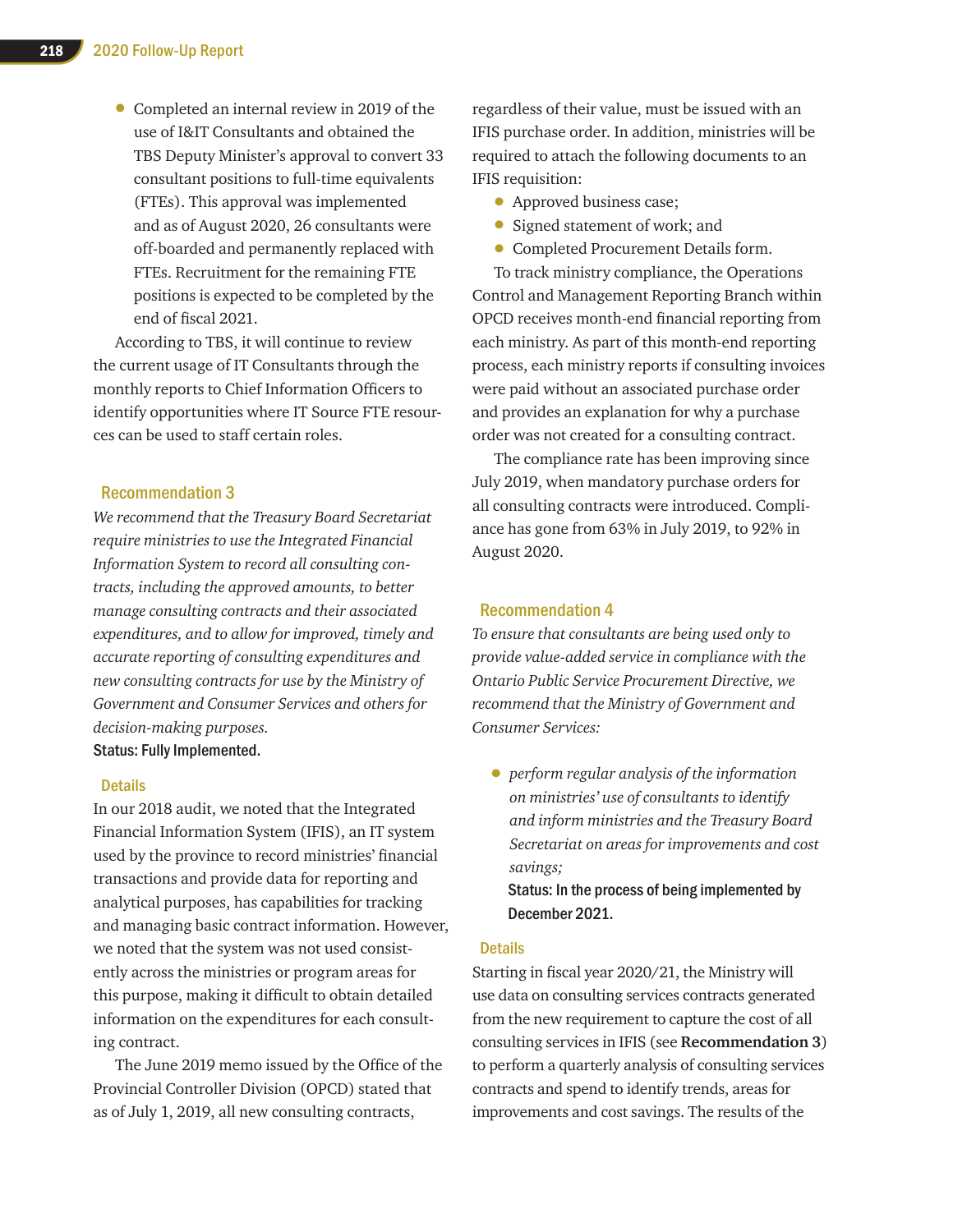- Completed an internal review in 2019 of the use of I&IT Consultants and obtained the TBS Deputy Minister's approval to convert 33 consultant positions to full-time equivalents (FTEs). This approval was implemented and as of August 2020, 26 consultants were off-boarded and permanently replaced with FTEs. Recruitment for the remaining FTE positions is expected to be completed by the end of fiscal 2021.

According to TBS, it will continue to review the current usage of IT Consultants through the monthly reports to Chief Information Officers to identify opportunities where IT Source FTE resources can be used to staff certain roles.

### Recommendation 3

*We recommend that the Treasury Board Secretariat require ministries to use the Integrated Financial Information System to record all consulting contracts, including the approved amounts, to better manage consulting contracts and their associated expenditures, and to allow for improved, timely and accurate reporting of consulting expenditures and new consulting contracts for use by the Ministry of Government and Consumer Services and others for decision-making purposes.*

**Status: Fully Implemented.**

#### Details

In our 2018 audit, we noted that the Integrated Financial Information System (IFIS), an IT system used by the province to record ministries' financial transactions and provide data for reporting and analytical purposes, has capabilities for tracking and managing basic contract information. However, we noted that the system was not used consistently across the ministries or program areas for this purpose, making it difficult to obtain detailed information on the expenditures for each consulting contract.

The June 2019 memo issued by the Office of the Provincial Controller Division (OPCD) stated that as of July 1, 2019, all new consulting contracts, regardless of their value, must be issued with an IFIS purchase order. In addition, ministries will be required to attach the following documents to an IFIS requisition:

- Approved business case;
- Signed statement of work; and
- Completed Procurement Details form.

To track ministry compliance, the Operations Control and Management Reporting Branch within OPCD receives month-end financial reporting from each ministry. As part of this month-end reporting process, each ministry reports if consulting invoices were paid without an associated purchase order and provides an explanation for why a purchase order was not created for a consulting contract.

The compliance rate has been improving since July 2019, when mandatory purchase orders for all consulting contracts were introduced. Compliance has gone from 63% in July 2019, to 92% in August 2020.

### Recommendation 4

*To ensure that consultants are being used only to provide value-added service in compliance with the Ontario Public Service Procurement Directive, we recommend that the Ministry of Government and Consumer Services:*

- *perform regular analysis of the information on ministries' use of consultants to identify and inform ministries and the Treasury Board Secretariat on areas for improvements and cost savings;*

  **Status: In the process of being implemented by December 2021.**

#### Details

Starting in fiscal year 2020/21, the Ministry will use data on consulting services contracts generated from the new requirement to capture the cost of all consulting services in IFIS (see **Recommendation 3**) to perform a quarterly analysis of consulting services contracts and spend to identify trends, areas for improvements and cost savings. The results of the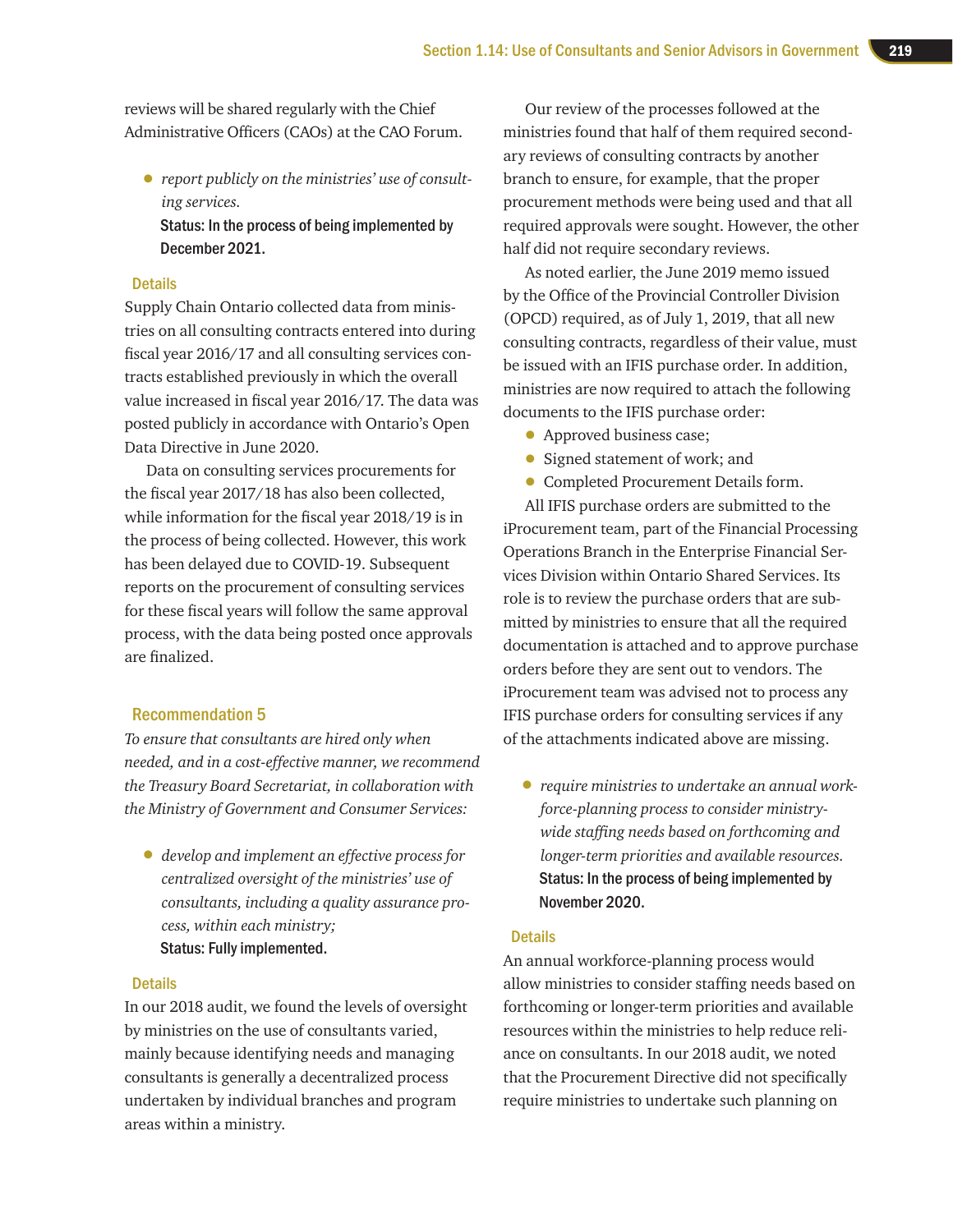reviews will be shared regularly with the Chief Administrative Officers (CAOs) at the CAO Forum.

- *report publicly on the ministries' use of consulting services.*

  **Status: In the process of being implemented by December 2021.**

### Details

Supply Chain Ontario collected data from ministries on all consulting contracts entered into during fiscal year 2016/17 and all consulting services contracts established previously in which the overall value increased in fiscal year 2016/17. The data was posted publicly in accordance with Ontario's Open Data Directive in June 2020.

Data on consulting services procurements for the fiscal year 2017/18 has also been collected, while information for the fiscal year 2018/19 is in the process of being collected. However, this work has been delayed due to COVID-19. Subsequent reports on the procurement of consulting services for these fiscal years will follow the same approval process, with the data being posted once approvals are finalized.

## Recommendation 5

*To ensure that consultants are hired only when needed, and in a cost-effective manner, we recommend the Treasury Board Secretariat, in collaboration with the Ministry of Government and Consumer Services:*

- *develop and implement an effective process for centralized oversight of the ministries' use of consultants, including a quality assurance process, within each ministry;*

  **Status: Fully implemented.**

### Details

In our 2018 audit, we found the levels of oversight by ministries on the use of consultants varied, mainly because identifying needs and managing consultants is generally a decentralized process undertaken by individual branches and program areas within a ministry.

Our review of the processes followed at the ministries found that half of them required secondary reviews of consulting contracts by another branch to ensure, for example, that the proper procurement methods were being used and that all required approvals were sought. However, the other half did not require secondary reviews.

As noted earlier, the June 2019 memo issued by the Office of the Provincial Controller Division (OPCD) required, as of July 1, 2019, that all new consulting contracts, regardless of their value, must be issued with an IFIS purchase order. In addition, ministries are now required to attach the following documents to the IFIS purchase order:

- Approved business case;
- Signed statement of work; and
- Completed Procurement Details form.

All IFIS purchase orders are submitted to the iProcurement team, part of the Financial Processing Operations Branch in the Enterprise Financial Services Division within Ontario Shared Services. Its role is to review the purchase orders that are submitted by ministries to ensure that all the required documentation is attached and to approve purchase orders before they are sent out to vendors. The iProcurement team was advised not to process any IFIS purchase orders for consulting services if any of the attachments indicated above are missing.

- *require ministries to undertake an annual workforce-planning process to consider ministry-wide staffing needs based on forthcoming and longer-term priorities and available resources.*

  **Status: In the process of being implemented by November 2020.**

### Details

An annual workforce-planning process would allow ministries to consider staffing needs based on forthcoming or longer-term priorities and available resources within the ministries to help reduce reliance on consultants. In our 2018 audit, we noted that the Procurement Directive did not specifically require ministries to undertake such planning on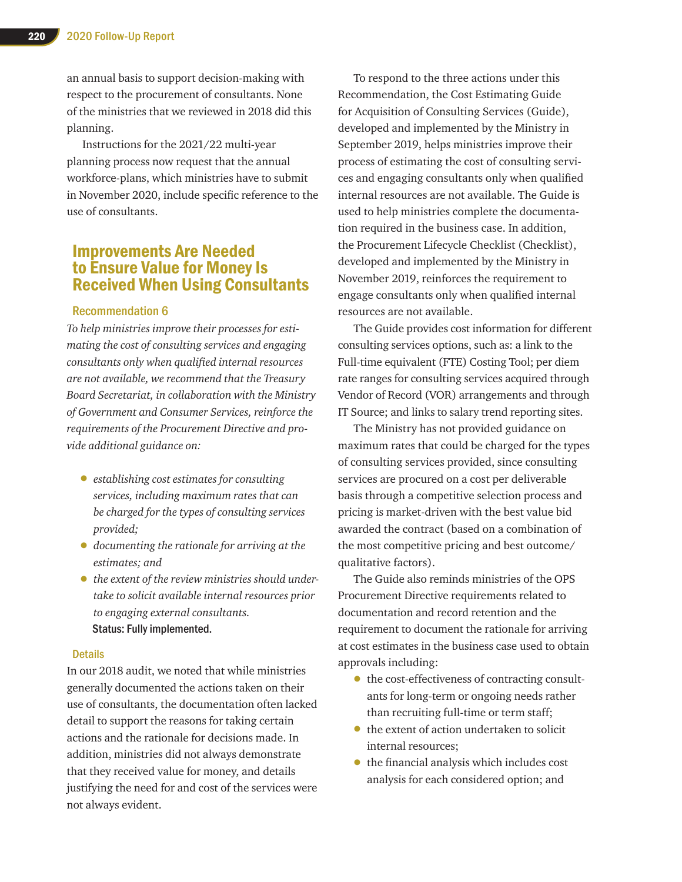an annual basis to support decision-making with respect to the procurement of consultants. None of the ministries that we reviewed in 2018 did this planning.

Instructions for the 2021/22 multi-year planning process now request that the annual workforce-plans, which ministries have to submit in November 2020, include specific reference to the use of consultants.

## Improvements Are Needed to Ensure Value for Money Is Received When Using Consultants

### Recommendation 6

*To help ministries improve their processes for estimating the cost of consulting services and engaging consultants only when qualified internal resources are not available, we recommend that the Treasury Board Secretariat, in collaboration with the Ministry of Government and Consumer Services, reinforce the requirements of the Procurement Directive and provide additional guidance on:*

- *establishing cost estimates for consulting services, including maximum rates that can be charged for the types of consulting services provided;*
- *documenting the rationale for arriving at the estimates; and*
- *the extent of the review ministries should undertake to solicit available internal resources prior to engaging external consultants.*

**Status: Fully implemented.**

### Details

In our 2018 audit, we noted that while ministries generally documented the actions taken on their use of consultants, the documentation often lacked detail to support the reasons for taking certain actions and the rationale for decisions made. In addition, ministries did not always demonstrate that they received value for money, and details justifying the need for and cost of the services were not always evident.

To respond to the three actions under this Recommendation, the Cost Estimating Guide for Acquisition of Consulting Services (Guide), developed and implemented by the Ministry in September 2019, helps ministries improve their process of estimating the cost of consulting services and engaging consultants only when qualified internal resources are not available. The Guide is used to help ministries complete the documentation required in the business case. In addition, the Procurement Lifecycle Checklist (Checklist), developed and implemented by the Ministry in November 2019, reinforces the requirement to engage consultants only when qualified internal resources are not available.

The Guide provides cost information for different consulting services options, such as: a link to the Full-time equivalent (FTE) Costing Tool; per diem rate ranges for consulting services acquired through Vendor of Record (VOR) arrangements and through IT Source; and links to salary trend reporting sites.

The Ministry has not provided guidance on maximum rates that could be charged for the types of consulting services provided, since consulting services are procured on a cost per deliverable basis through a competitive selection process and pricing is market-driven with the best value bid awarded the contract (based on a combination of the most competitive pricing and best outcome/qualitative factors).

The Guide also reminds ministries of the OPS Procurement Directive requirements related to documentation and record retention and the requirement to document the rationale for arriving at cost estimates in the business case used to obtain approvals including:

- the cost-effectiveness of contracting consultants for long-term or ongoing needs rather than recruiting full-time or term staff;
- the extent of action undertaken to solicit internal resources;
- the financial analysis which includes cost analysis for each considered option; and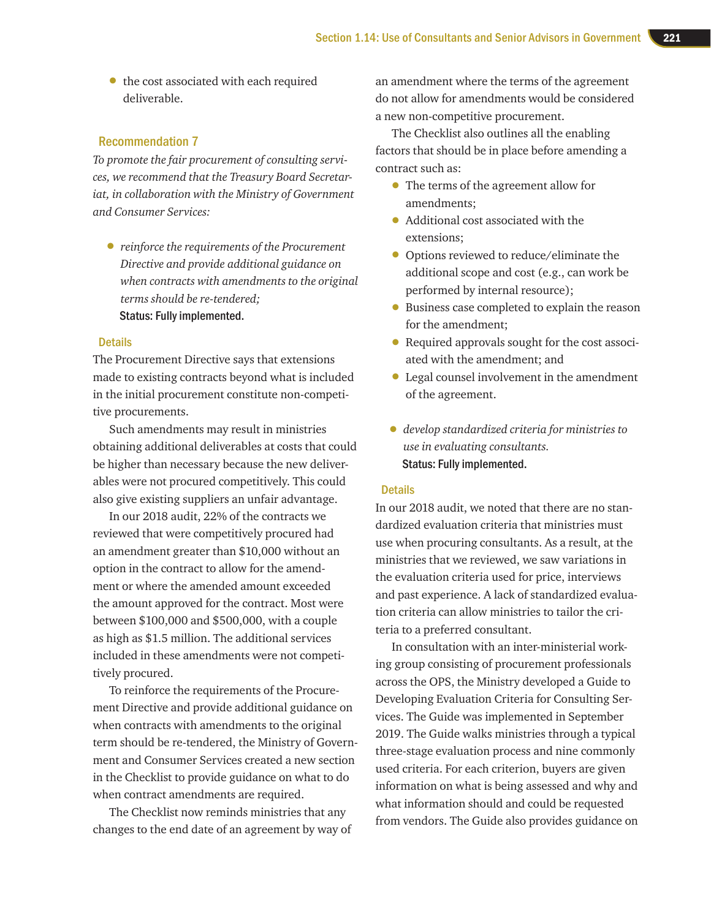- the cost associated with each required deliverable.

### Recommendation 7

*To promote the fair procurement of consulting services, we recommend that the Treasury Board Secretariat, in collaboration with the Ministry of Government and Consumer Services:*

- *reinforce the requirements of the Procurement Directive and provide additional guidance on when contracts with amendments to the original terms should be re-tendered;*

  **Status: Fully implemented.**

#### Details

The Procurement Directive says that extensions made to existing contracts beyond what is included in the initial procurement constitute non-competitive procurements.

Such amendments may result in ministries obtaining additional deliverables at costs that could be higher than necessary because the new deliverables were not procured competitively. This could also give existing suppliers an unfair advantage.

In our 2018 audit, 22% of the contracts we reviewed that were competitively procured had an amendment greater than $10,000 without an option in the contract to allow for the amendment or where the amended amount exceeded the amount approved for the contract. Most were between $100,000 and $500,000, with a couple as high as $1.5 million. The additional services included in these amendments were not competitively procured.

To reinforce the requirements of the Procurement Directive and provide additional guidance on when contracts with amendments to the original term should be re-tendered, the Ministry of Government and Consumer Services created a new section in the Checklist to provide guidance on what to do when contract amendments are required.

The Checklist now reminds ministries that any changes to the end date of an agreement by way of an amendment where the terms of the agreement do not allow for amendments would be considered a new non-competitive procurement.

The Checklist also outlines all the enabling factors that should be in place before amending a contract such as:

- The terms of the agreement allow for amendments;
- Additional cost associated with the extensions;
- Options reviewed to reduce/eliminate the additional scope and cost (e.g., can work be performed by internal resource);
- Business case completed to explain the reason for the amendment;
- Required approvals sought for the cost associated with the amendment; and
- Legal counsel involvement in the amendment of the agreement.

- *develop standardized criteria for ministries to use in evaluating consultants.*

  **Status: Fully implemented.**

#### Details

In our 2018 audit, we noted that there are no standardized evaluation criteria that ministries must use when procuring consultants. As a result, at the ministries that we reviewed, we saw variations in the evaluation criteria used for price, interviews and past experience. A lack of standardized evaluation criteria can allow ministries to tailor the criteria to a preferred consultant.

In consultation with an inter-ministerial working group consisting of procurement professionals across the OPS, the Ministry developed a Guide to Developing Evaluation Criteria for Consulting Services. The Guide was implemented in September 2019. The Guide walks ministries through a typical three-stage evaluation process and nine commonly used criteria. For each criterion, buyers are given information on what is being assessed and why and what information should and could be requested from vendors. The Guide also provides guidance on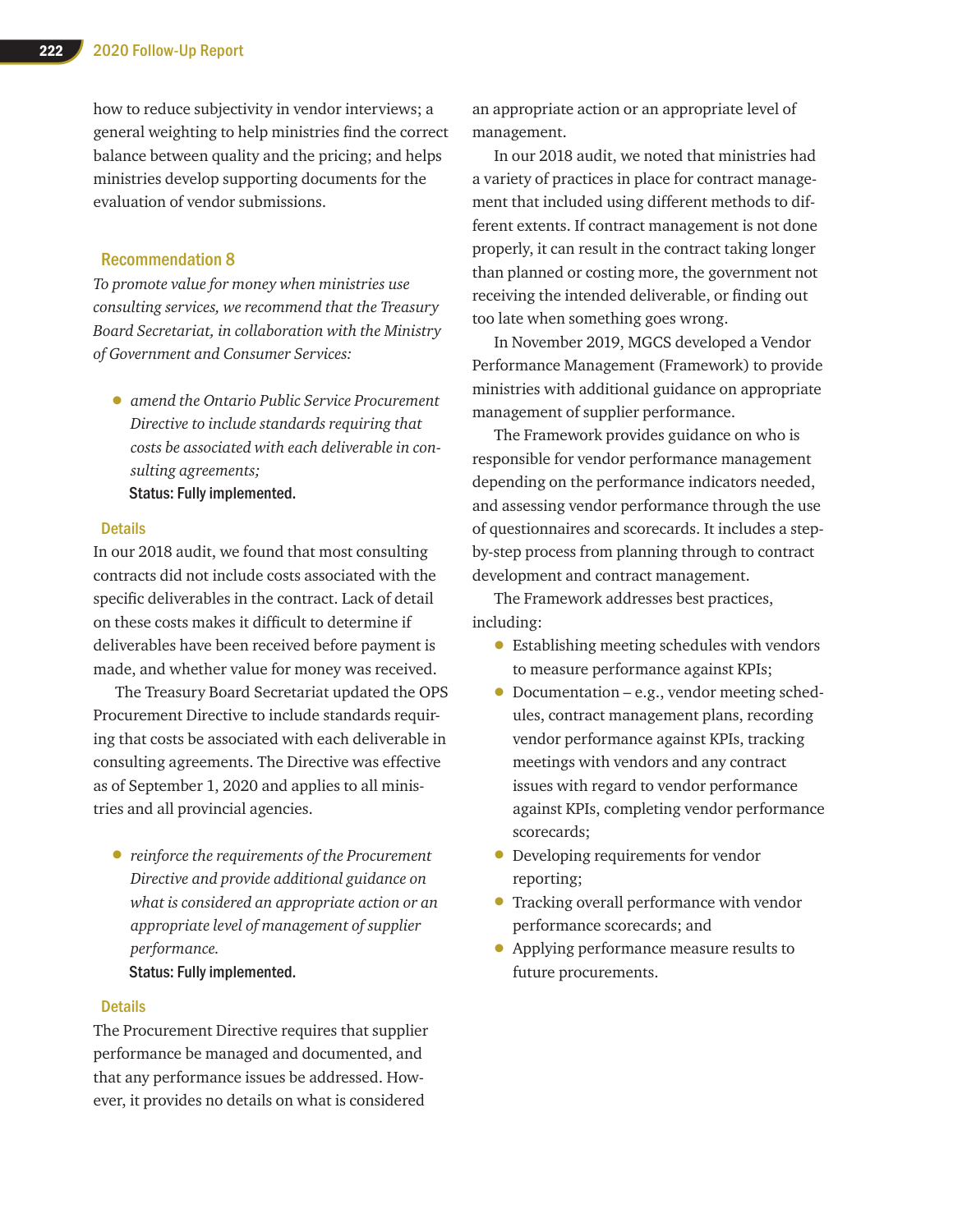how to reduce subjectivity in vendor interviews; a general weighting to help ministries find the correct balance between quality and the pricing; and helps ministries develop supporting documents for the evaluation of vendor submissions.

### Recommendation 8

*To promote value for money when ministries use consulting services, we recommend that the Treasury Board Secretariat, in collaboration with the Ministry of Government and Consumer Services:*

- *amend the Ontario Public Service Procurement Directive to include standards requiring that costs be associated with each deliverable in consulting agreements;*

  **Status: Fully implemented.**

#### Details

In our 2018 audit, we found that most consulting contracts did not include costs associated with the specific deliverables in the contract. Lack of detail on these costs makes it difficult to determine if deliverables have been received before payment is made, and whether value for money was received.

The Treasury Board Secretariat updated the OPS Procurement Directive to include standards requiring that costs be associated with each deliverable in consulting agreements. The Directive was effective as of September 1, 2020 and applies to all ministries and all provincial agencies.

- *reinforce the requirements of the Procurement Directive and provide additional guidance on what is considered an appropriate action or an appropriate level of management of supplier performance.*

  **Status: Fully implemented.**

#### Details

The Procurement Directive requires that supplier performance be managed and documented, and that any performance issues be addressed. However, it provides no details on what is considered an appropriate action or an appropriate level of management.

In our 2018 audit, we noted that ministries had a variety of practices in place for contract management that included using different methods to different extents. If contract management is not done properly, it can result in the contract taking longer than planned or costing more, the government not receiving the intended deliverable, or finding out too late when something goes wrong.

In November 2019, MGCS developed a Vendor Performance Management (Framework) to provide ministries with additional guidance on appropriate management of supplier performance.

The Framework provides guidance on who is responsible for vendor performance management depending on the performance indicators needed, and assessing vendor performance through the use of questionnaires and scorecards. It includes a step-by-step process from planning through to contract development and contract management.

The Framework addresses best practices, including:

- Establishing meeting schedules with vendors to measure performance against KPIs;
- Documentation – e.g., vendor meeting schedules, contract management plans, recording vendor performance against KPIs, tracking meetings with vendors and any contract issues with regard to vendor performance against KPIs, completing vendor performance scorecards;
- Developing requirements for vendor reporting;
- Tracking overall performance with vendor performance scorecards; and
- Applying performance measure results to future procurements.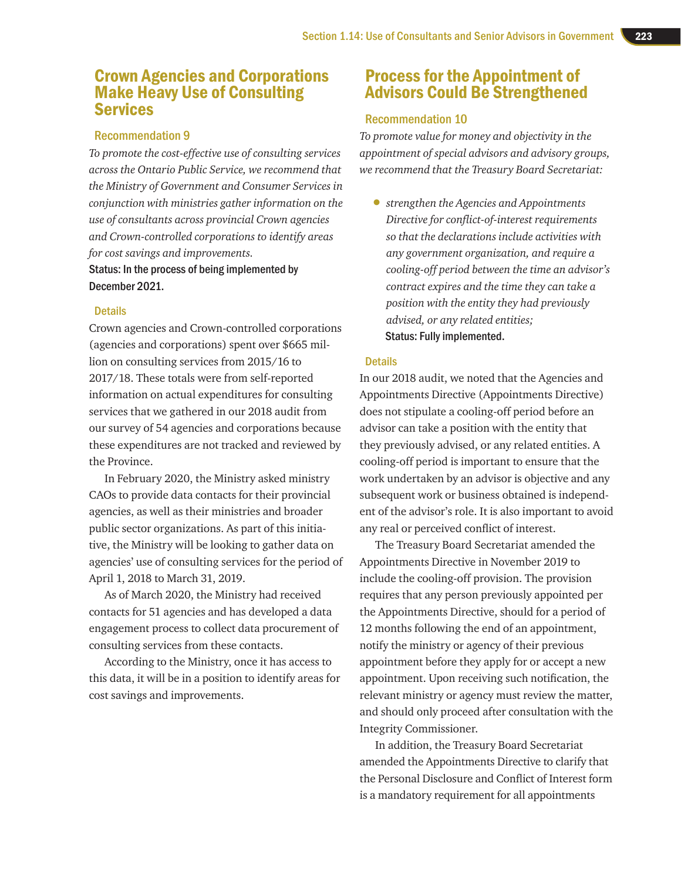## Crown Agencies and Corporations Make Heavy Use of Consulting Services

### Recommendation 9

*To promote the cost-effective use of consulting services across the Ontario Public Service, we recommend that the Ministry of Government and Consumer Services in conjunction with ministries gather information on the use of consultants across provincial Crown agencies and Crown-controlled corporations to identify areas for cost savings and improvements.*

**Status: In the process of being implemented by December 2021.**

#### Details

Crown agencies and Crown-controlled corporations (agencies and corporations) spent over $665 million on consulting services from 2015/16 to 2017/18. These totals were from self-reported information on actual expenditures for consulting services that we gathered in our 2018 audit from our survey of 54 agencies and corporations because these expenditures are not tracked and reviewed by the Province.

In February 2020, the Ministry asked ministry CAOs to provide data contacts for their provincial agencies, as well as their ministries and broader public sector organizations. As part of this initiative, the Ministry will be looking to gather data on agencies' use of consulting services for the period of April 1, 2018 to March 31, 2019.

As of March 2020, the Ministry had received contacts for 51 agencies and has developed a data engagement process to collect data procurement of consulting services from these contacts.

According to the Ministry, once it has access to this data, it will be in a position to identify areas for cost savings and improvements.

## Process for the Appointment of Advisors Could Be Strengthened

### Recommendation 10

*To promote value for money and objectivity in the appointment of special advisors and advisory groups, we recommend that the Treasury Board Secretariat:*

- *strengthen the Agencies and Appointments Directive for conflict-of-interest requirements so that the declarations include activities with any government organization, and require a cooling-off period between the time an advisor's contract expires and the time they can take a position with the entity they had previously advised, or any related entities;*

  **Status: Fully implemented.**

#### Details

In our 2018 audit, we noted that the Agencies and Appointments Directive (Appointments Directive) does not stipulate a cooling-off period before an advisor can take a position with the entity that they previously advised, or any related entities. A cooling-off period is important to ensure that the work undertaken by an advisor is objective and any subsequent work or business obtained is independent of the advisor's role. It is also important to avoid any real or perceived conflict of interest.

The Treasury Board Secretariat amended the Appointments Directive in November 2019 to include the cooling-off provision. The provision requires that any person previously appointed per the Appointments Directive, should for a period of 12 months following the end of an appointment, notify the ministry or agency of their previous appointment before they apply for or accept a new appointment. Upon receiving such notification, the relevant ministry or agency must review the matter, and should only proceed after consultation with the Integrity Commissioner.

In addition, the Treasury Board Secretariat amended the Appointments Directive to clarify that the Personal Disclosure and Conflict of Interest form is a mandatory requirement for all appointments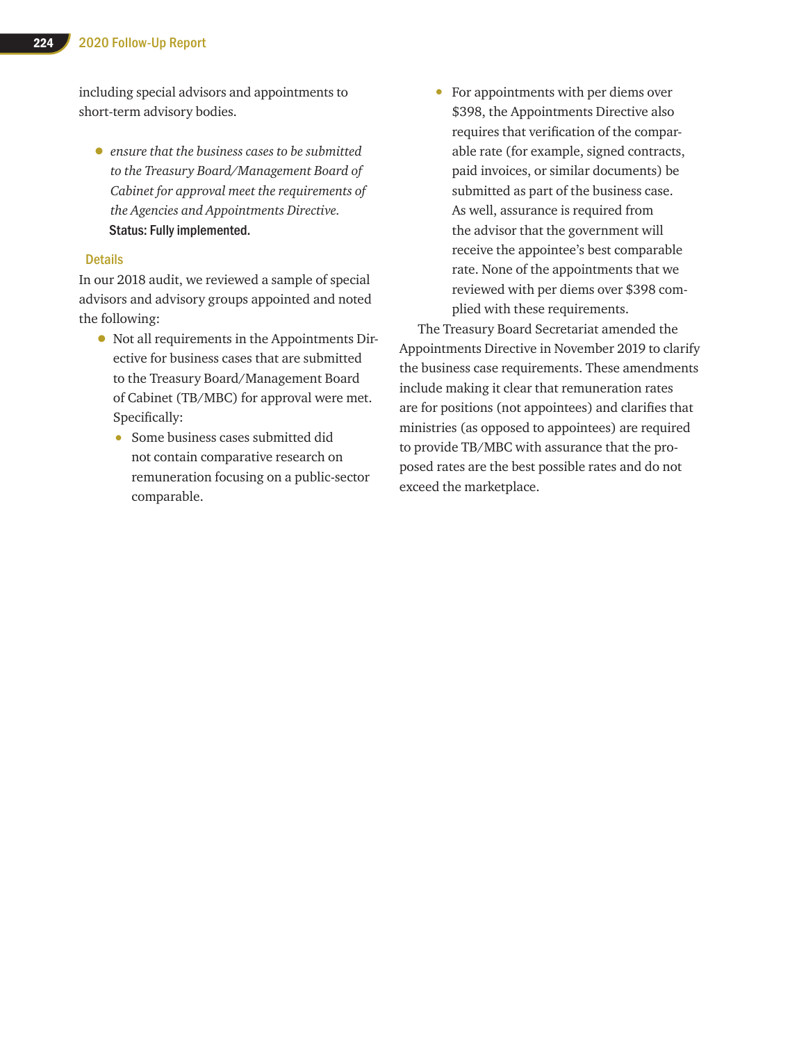including special advisors and appointments to short-term advisory bodies.

- *ensure that the business cases to be submitted to the Treasury Board/Management Board of Cabinet for approval meet the requirements of the Agencies and Appointments Directive.*
  **Status: Fully implemented.**

### Details

In our 2018 audit, we reviewed a sample of special advisors and advisory groups appointed and noted the following:

- Not all requirements in the Appointments Directive for business cases that are submitted to the Treasury Board/Management Board of Cabinet (TB/MBC) for approval were met. Specifically:
  - Some business cases submitted did not contain comparative research on remuneration focusing on a public-sector comparable.
  - For appointments with per diems over $398, the Appointments Directive also requires that verification of the comparable rate (for example, signed contracts, paid invoices, or similar documents) be submitted as part of the business case. As well, assurance is required from the advisor that the government will receive the appointee's best comparable rate. None of the appointments that we reviewed with per diems over $398 complied with these requirements.

The Treasury Board Secretariat amended the Appointments Directive in November 2019 to clarify the business case requirements. These amendments include making it clear that remuneration rates are for positions (not appointees) and clarifies that ministries (as opposed to appointees) are required to provide TB/MBC with assurance that the proposed rates are the best possible rates and do not exceed the marketplace.